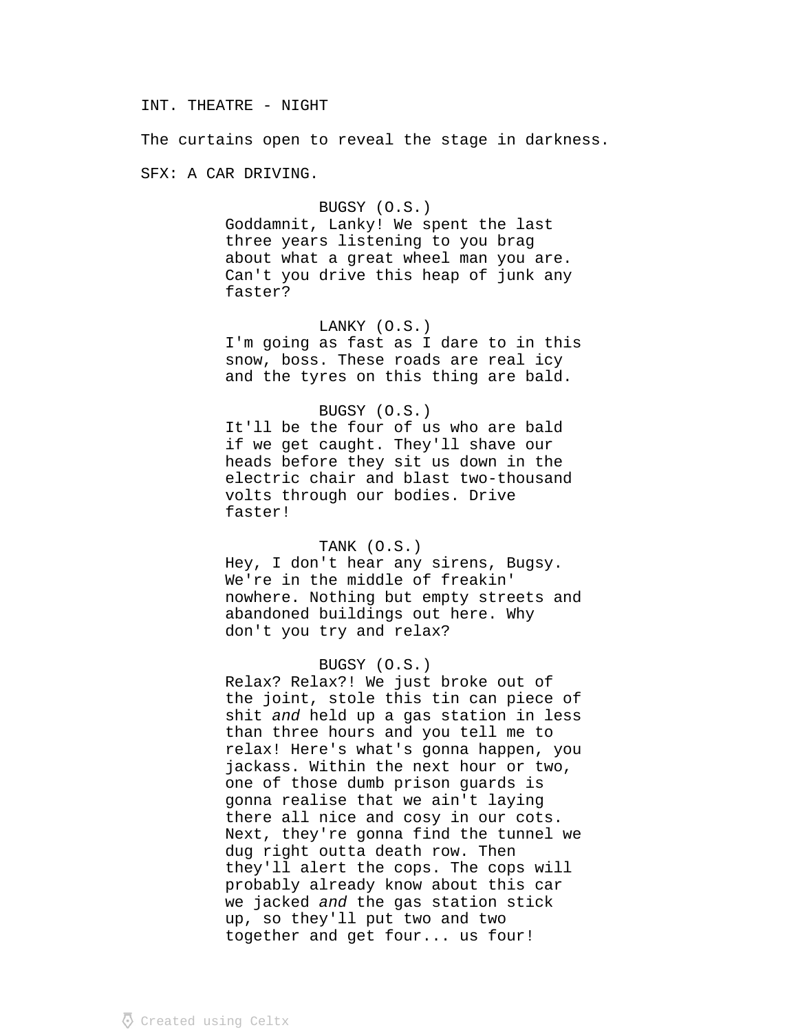INT. THEATRE - NIGHT

The curtains open to reveal the stage in darkness.

SFX: A CAR DRIVING.

BUGSY (O.S.)
Goddamnit, Lanky! We spent the last three years listening to you brag about what a great wheel man you are. Can't you drive this heap of junk any faster?

LANKY (O.S.)
I'm going as fast as I dare to in this snow, boss. These roads are real icy and the tyres on this thing are bald.

BUGSY (O.S.)
It'll be the four of us who are bald if we get caught. They'll shave our heads before they sit us down in the electric chair and blast two-thousand volts through our bodies. Drive faster!

TANK (O.S.)
Hey, I don't hear any sirens, Bugsy. We're in the middle of freakin' nowhere. Nothing but empty streets and abandoned buildings out here. Why don't you try and relax?

BUGSY (O.S.)
Relax? Relax?! We just broke out of the joint, stole this tin can piece of shit *and* held up a gas station in less than three hours and you tell me to relax! Here's what's gonna happen, you jackass. Within the next hour or two, one of those dumb prison guards is gonna realise that we ain't laying there all nice and cosy in our cots. Next, they're gonna find the tunnel we dug right outta death row. Then they'll alert the cops. The cops will probably already know about this car we jacked *and* the gas station stick up, so they'll put two and two together and get four... us four!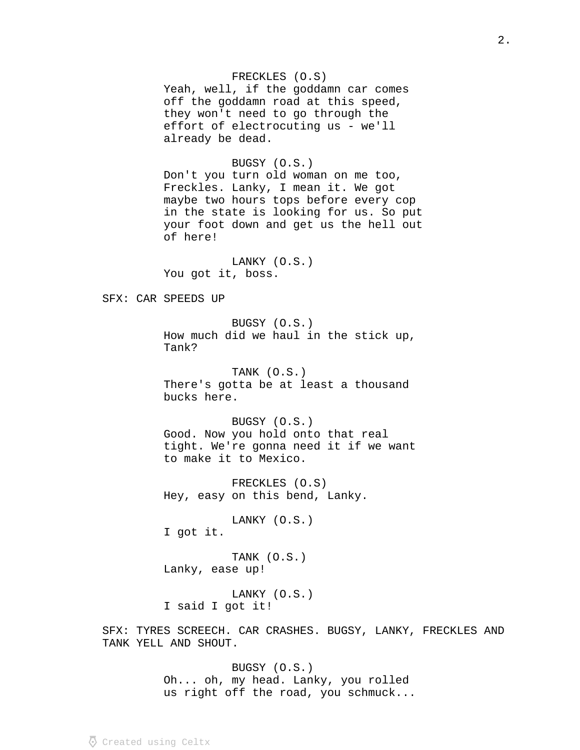FRECKLES (O.S)
Yeah, well, if the goddamn car comes off the goddamn road at this speed, they won't need to go through the effort of electrocuting us - we'll already be dead.

BUGSY (O.S.)
Don't you turn old woman on me too, Freckles. Lanky, I mean it. We got maybe two hours tops before every cop in the state is looking for us. So put your foot down and get us the hell out of here!

LANKY (O.S.)
You got it, boss.

SFX: CAR SPEEDS UP

BUGSY (O.S.)
How much did we haul in the stick up, Tank?

TANK (O.S.)
There's gotta be at least a thousand bucks here.

BUGSY (O.S.)
Good. Now you hold onto that real tight. We're gonna need it if we want to make it to Mexico.

FRECKLES (O.S)
Hey, easy on this bend, Lanky.

LANKY (O.S.)
I got it.

TANK (O.S.)
Lanky, ease up!

LANKY (O.S.)
I said I got it!

SFX: TYRES SCREECH. CAR CRASHES. BUGSY, LANKY, FRECKLES AND TANK YELL AND SHOUT.

BUGSY (O.S.)
Oh... oh, my head. Lanky, you rolled us right off the road, you schmuck...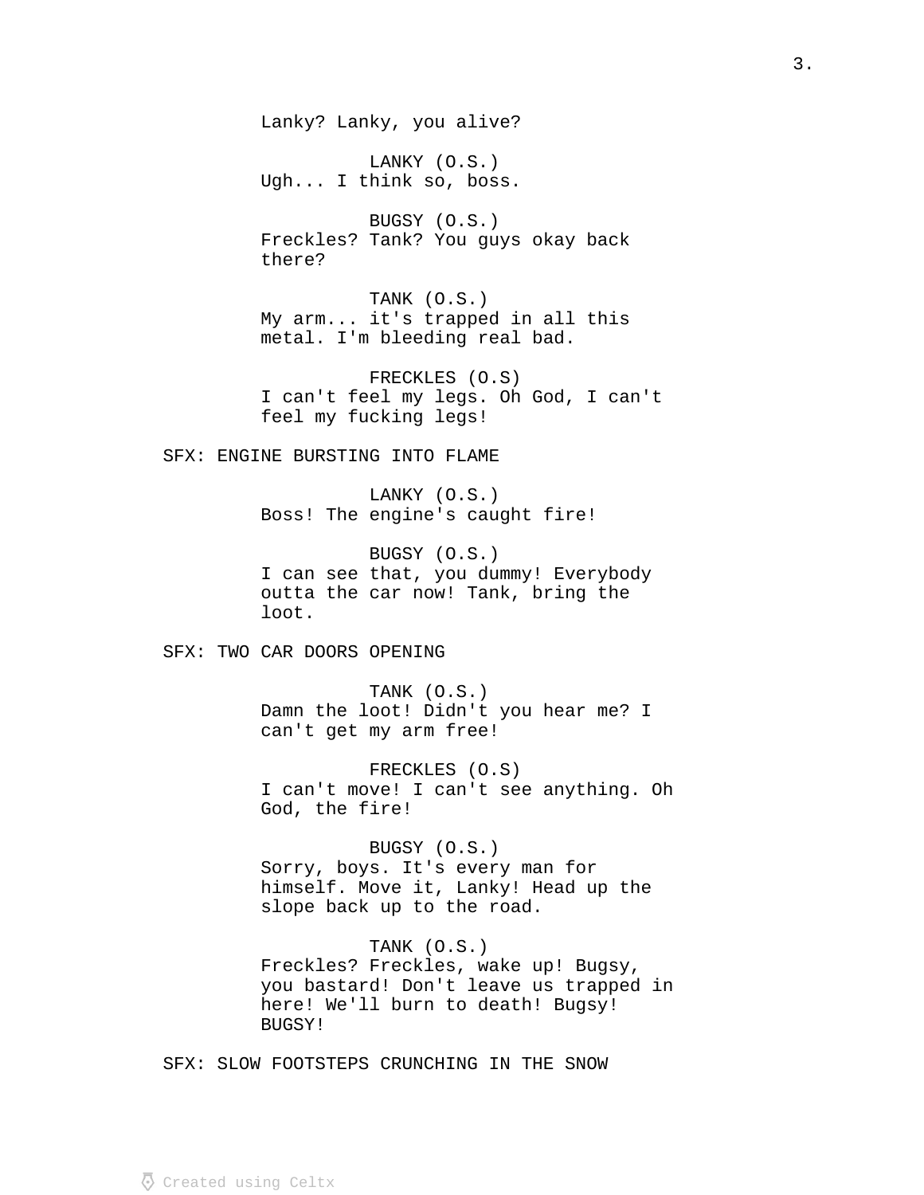Lanky? Lanky, you alive?

LANKY (O.S.)
Ugh... I think so, boss.

BUGSY (O.S.)
Freckles? Tank? You guys okay back there?

TANK (O.S.)
My arm... it's trapped in all this metal. I'm bleeding real bad.

FRECKLES (O.S)
I can't feel my legs. Oh God, I can't feel my fucking legs!

SFX: ENGINE BURSTING INTO FLAME

LANKY (O.S.)
Boss! The engine's caught fire!

BUGSY (O.S.)
I can see that, you dummy! Everybody outta the car now! Tank, bring the loot.

SFX: TWO CAR DOORS OPENING

TANK (O.S.)
Damn the loot! Didn't you hear me? I can't get my arm free!

FRECKLES (O.S)
I can't move! I can't see anything. Oh God, the fire!

BUGSY (O.S.)
Sorry, boys. It's every man for himself. Move it, Lanky! Head up the slope back up to the road.

TANK (O.S.)
Freckles? Freckles, wake up! Bugsy, you bastard! Don't leave us trapped in here! We'll burn to death! Bugsy! BUGSY!

SFX: SLOW FOOTSTEPS CRUNCHING IN THE SNOW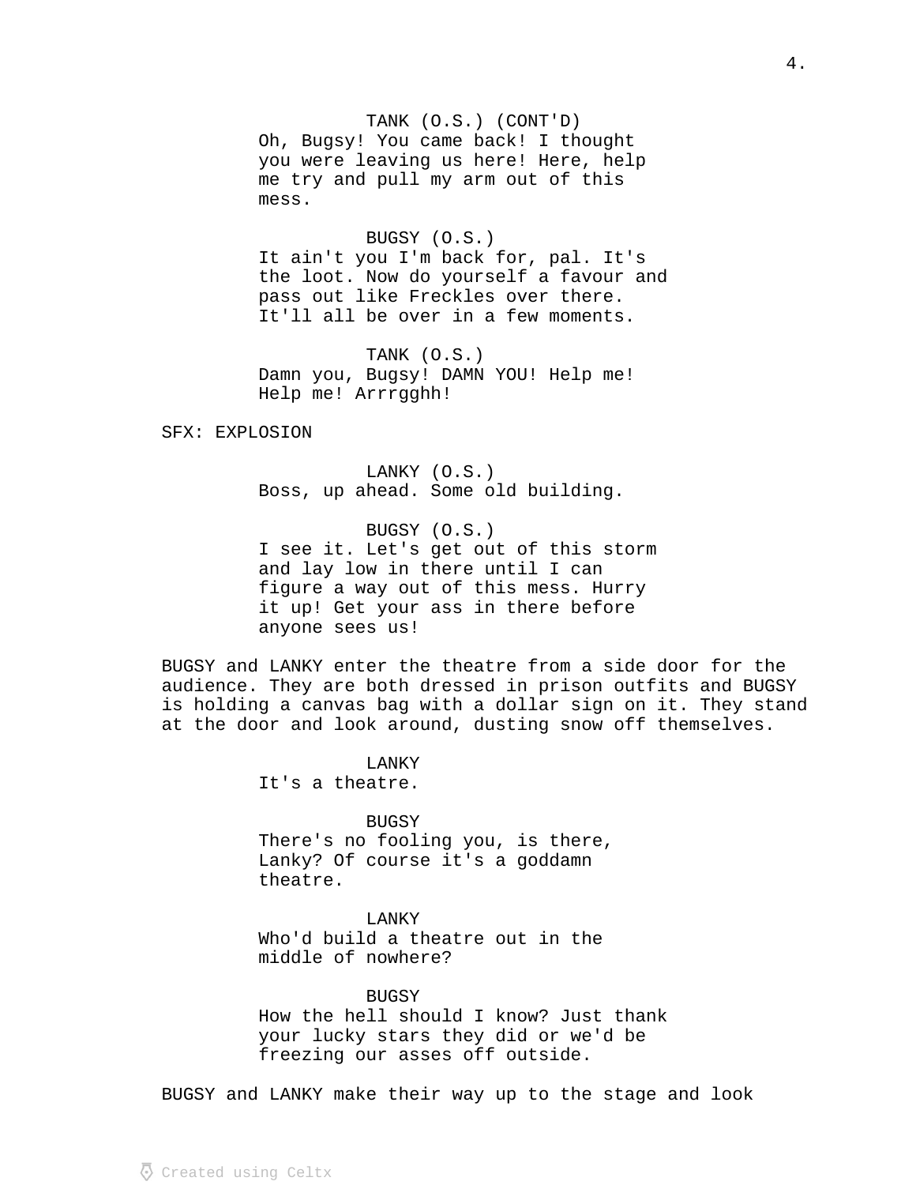TANK (O.S.) (CONT'D)
Oh, Bugsy! You came back! I thought you were leaving us here! Here, help me try and pull my arm out of this mess.

BUGSY (O.S.)
It ain't you I'm back for, pal. It's the loot. Now do yourself a favour and pass out like Freckles over there. It'll all be over in a few moments.

TANK (O.S.)
Damn you, Bugsy! DAMN YOU! Help me! Help me! Arrrgghh!

SFX: EXPLOSION

LANKY (O.S.)
Boss, up ahead. Some old building.

BUGSY (O.S.)
I see it. Let's get out of this storm and lay low in there until I can figure a way out of this mess. Hurry it up! Get your ass in there before anyone sees us!

BUGSY and LANKY enter the theatre from a side door for the audience. They are both dressed in prison outfits and BUGSY is holding a canvas bag with a dollar sign on it. They stand at the door and look around, dusting snow off themselves.

LANKY
It's a theatre.

BUGSY
There's no fooling you, is there, Lanky? Of course it's a goddamn theatre.

LANKY
Who'd build a theatre out in the middle of nowhere?

BUGSY
How the hell should I know? Just thank your lucky stars they did or we'd be freezing our asses off outside.

BUGSY and LANKY make their way up to the stage and look